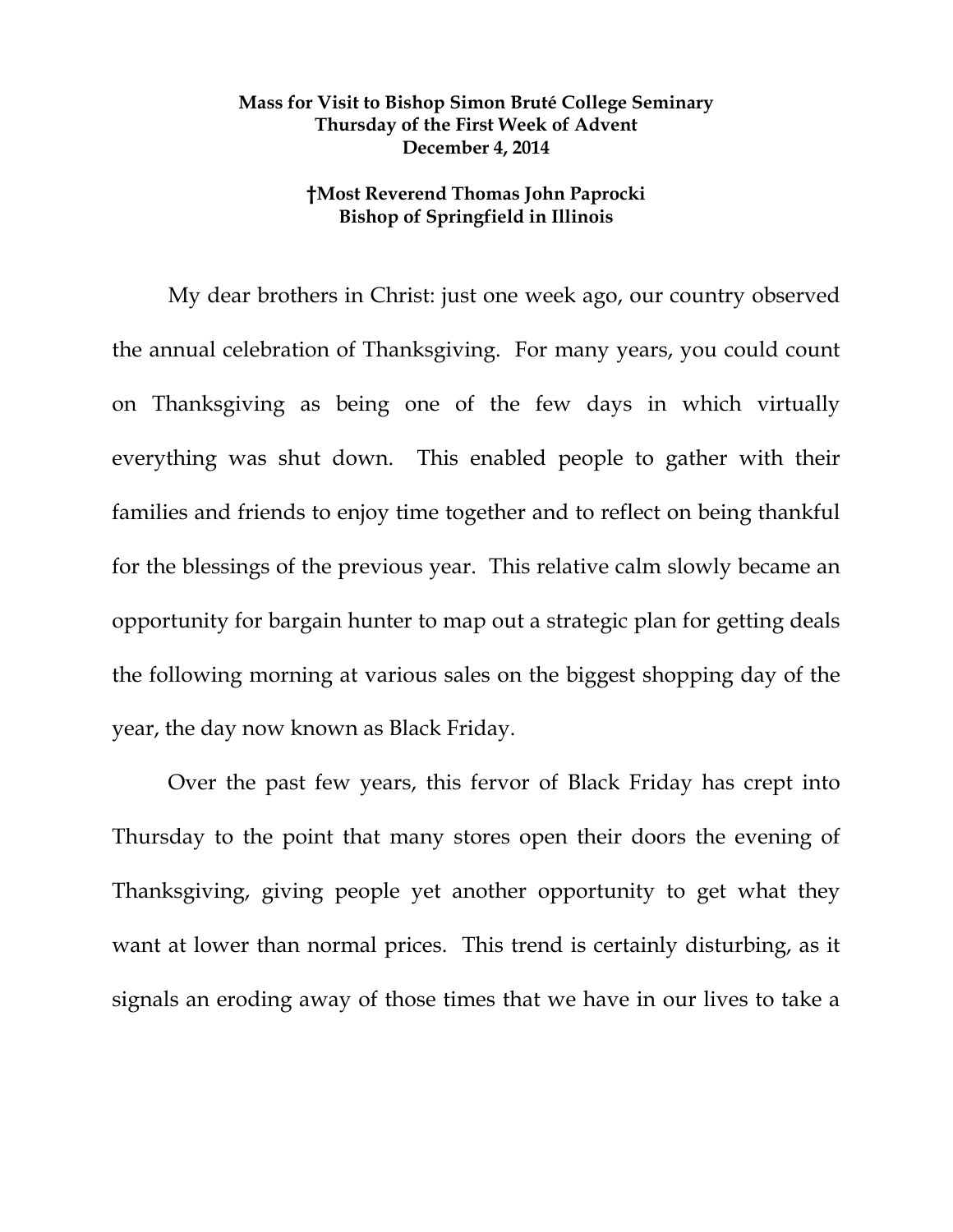**Mass for Visit to Bishop Simon Bruté College Seminary**
**Thursday of the First Week of Advent**
**December 4, 2014**

**†Most Reverend Thomas John Paprocki**
**Bishop of Springfield in Illinois**

My dear brothers in Christ: just one week ago, our country observed the annual celebration of Thanksgiving. For many years, you could count on Thanksgiving as being one of the few days in which virtually everything was shut down. This enabled people to gather with their families and friends to enjoy time together and to reflect on being thankful for the blessings of the previous year. This relative calm slowly became an opportunity for bargain hunter to map out a strategic plan for getting deals the following morning at various sales on the biggest shopping day of the year, the day now known as Black Friday.

Over the past few years, this fervor of Black Friday has crept into Thursday to the point that many stores open their doors the evening of Thanksgiving, giving people yet another opportunity to get what they want at lower than normal prices. This trend is certainly disturbing, as it signals an eroding away of those times that we have in our lives to take a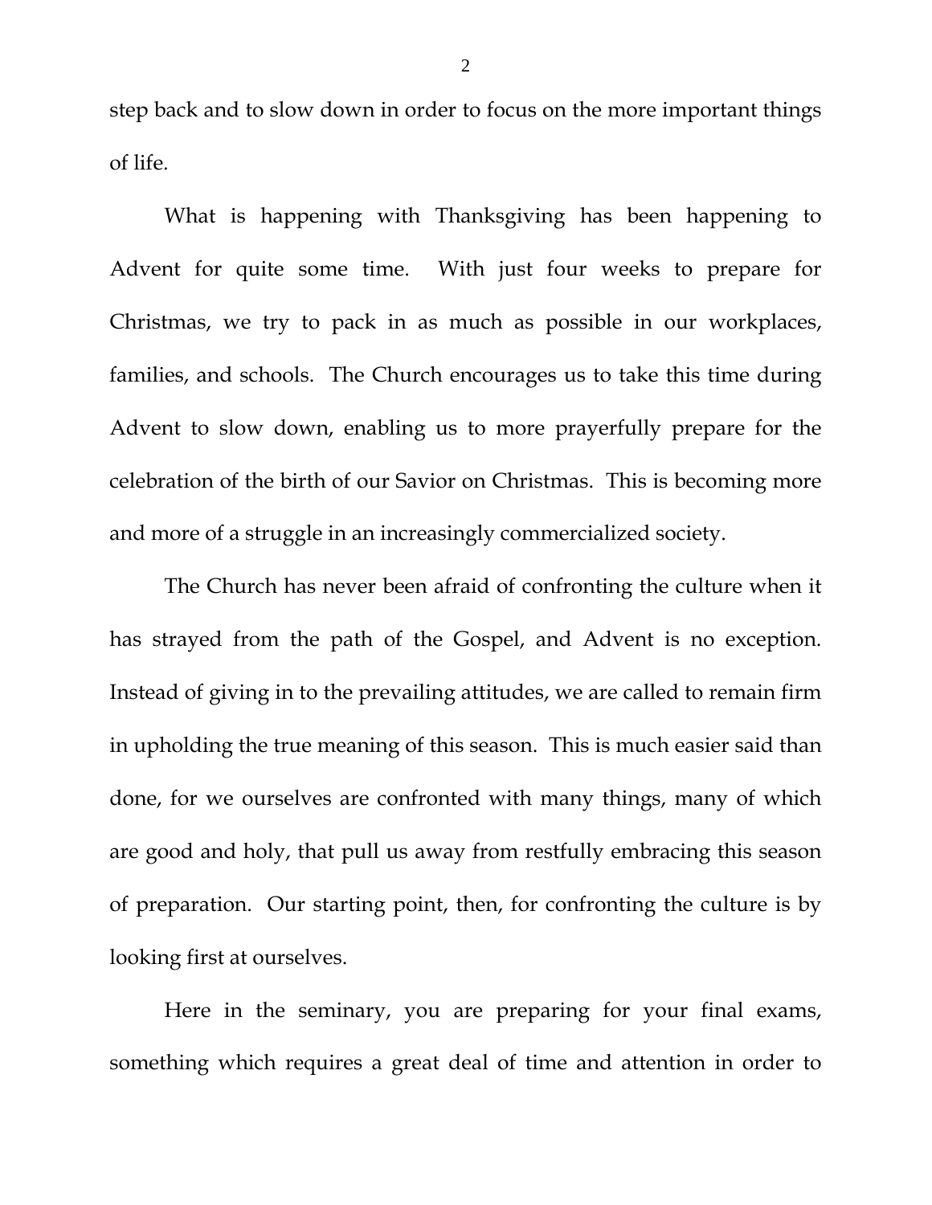step back and to slow down in order to focus on the more important things of life.

What is happening with Thanksgiving has been happening to Advent for quite some time. With just four weeks to prepare for Christmas, we try to pack in as much as possible in our workplaces, families, and schools. The Church encourages us to take this time during Advent to slow down, enabling us to more prayerfully prepare for the celebration of the birth of our Savior on Christmas. This is becoming more and more of a struggle in an increasingly commercialized society.

The Church has never been afraid of confronting the culture when it has strayed from the path of the Gospel, and Advent is no exception. Instead of giving in to the prevailing attitudes, we are called to remain firm in upholding the true meaning of this season. This is much easier said than done, for we ourselves are confronted with many things, many of which are good and holy, that pull us away from restfully embracing this season of preparation. Our starting point, then, for confronting the culture is by looking first at ourselves.

Here in the seminary, you are preparing for your final exams, something which requires a great deal of time and attention in order to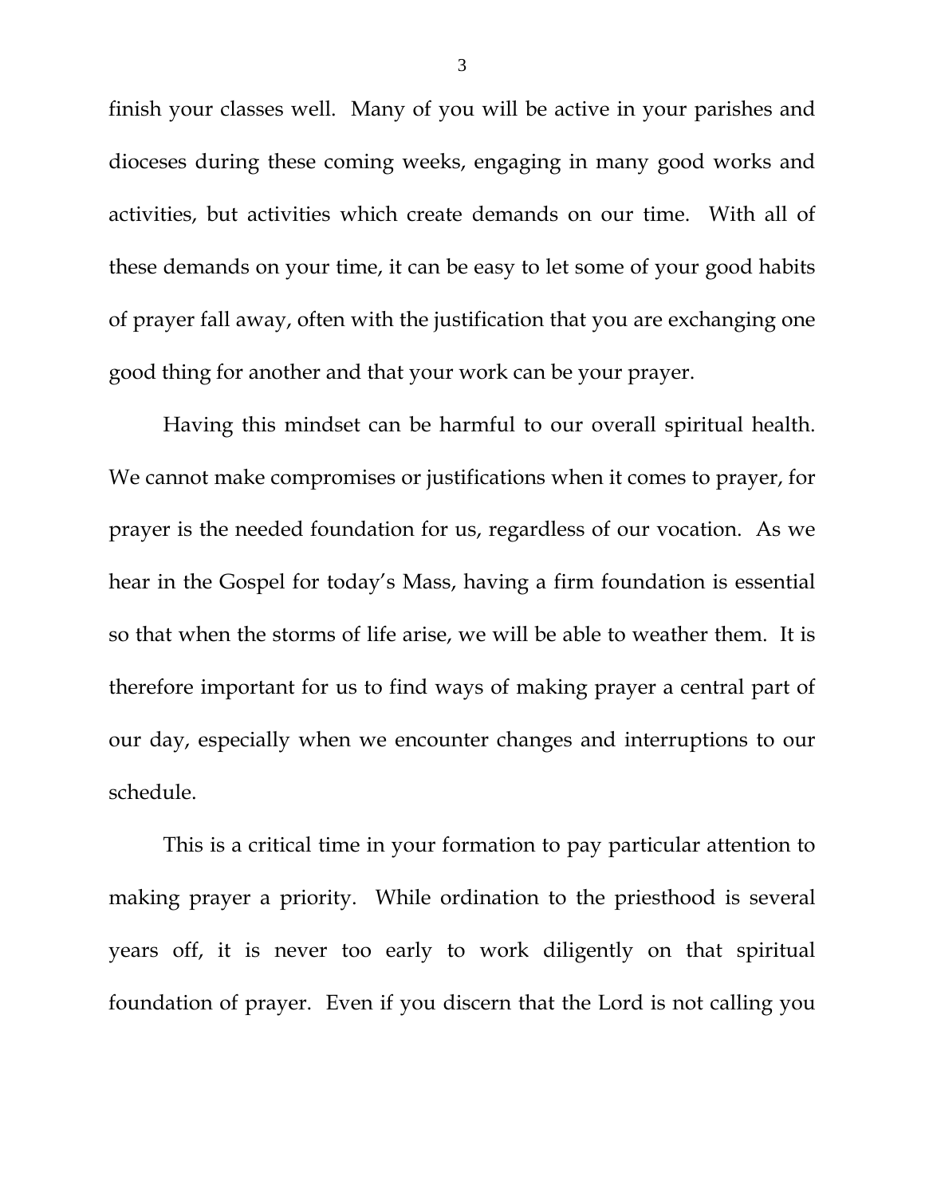finish your classes well. Many of you will be active in your parishes and dioceses during these coming weeks, engaging in many good works and activities, but activities which create demands on our time. With all of these demands on your time, it can be easy to let some of your good habits of prayer fall away, often with the justification that you are exchanging one good thing for another and that your work can be your prayer.

Having this mindset can be harmful to our overall spiritual health. We cannot make compromises or justifications when it comes to prayer, for prayer is the needed foundation for us, regardless of our vocation. As we hear in the Gospel for today's Mass, having a firm foundation is essential so that when the storms of life arise, we will be able to weather them. It is therefore important for us to find ways of making prayer a central part of our day, especially when we encounter changes and interruptions to our schedule.

This is a critical time in your formation to pay particular attention to making prayer a priority. While ordination to the priesthood is several years off, it is never too early to work diligently on that spiritual foundation of prayer. Even if you discern that the Lord is not calling you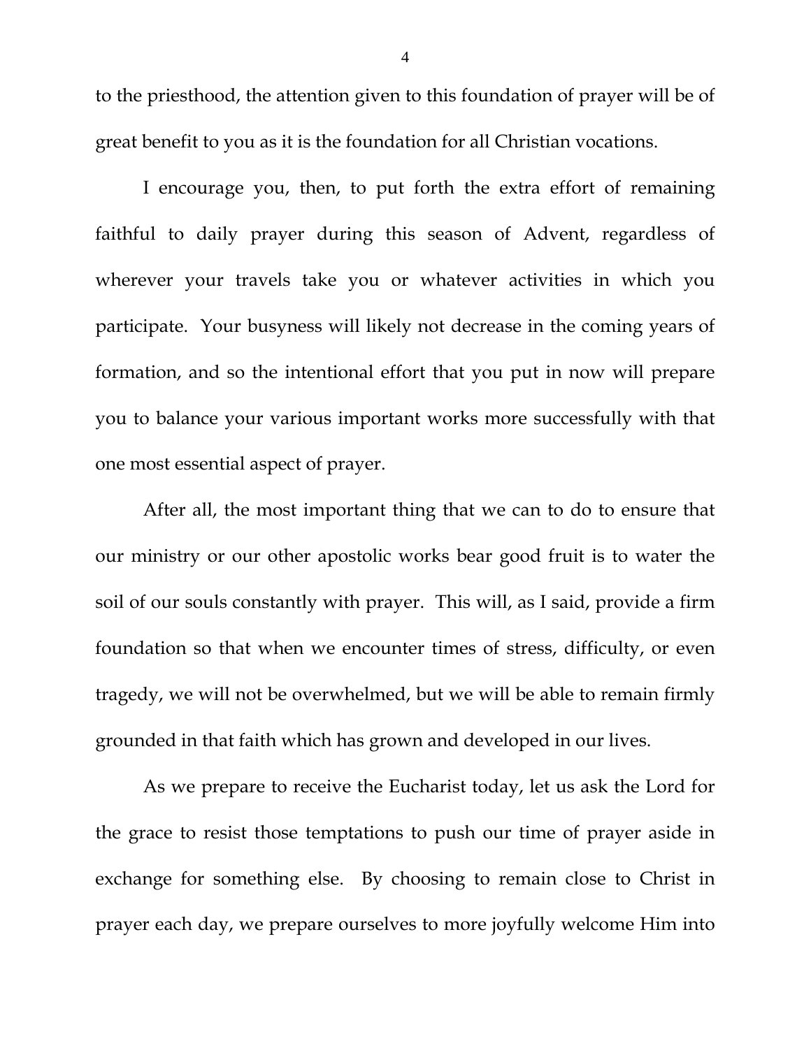to the priesthood, the attention given to this foundation of prayer will be of great benefit to you as it is the foundation for all Christian vocations.

I encourage you, then, to put forth the extra effort of remaining faithful to daily prayer during this season of Advent, regardless of wherever your travels take you or whatever activities in which you participate. Your busyness will likely not decrease in the coming years of formation, and so the intentional effort that you put in now will prepare you to balance your various important works more successfully with that one most essential aspect of prayer.

After all, the most important thing that we can to do to ensure that our ministry or our other apostolic works bear good fruit is to water the soil of our souls constantly with prayer. This will, as I said, provide a firm foundation so that when we encounter times of stress, difficulty, or even tragedy, we will not be overwhelmed, but we will be able to remain firmly grounded in that faith which has grown and developed in our lives.

As we prepare to receive the Eucharist today, let us ask the Lord for the grace to resist those temptations to push our time of prayer aside in exchange for something else. By choosing to remain close to Christ in prayer each day, we prepare ourselves to more joyfully welcome Him into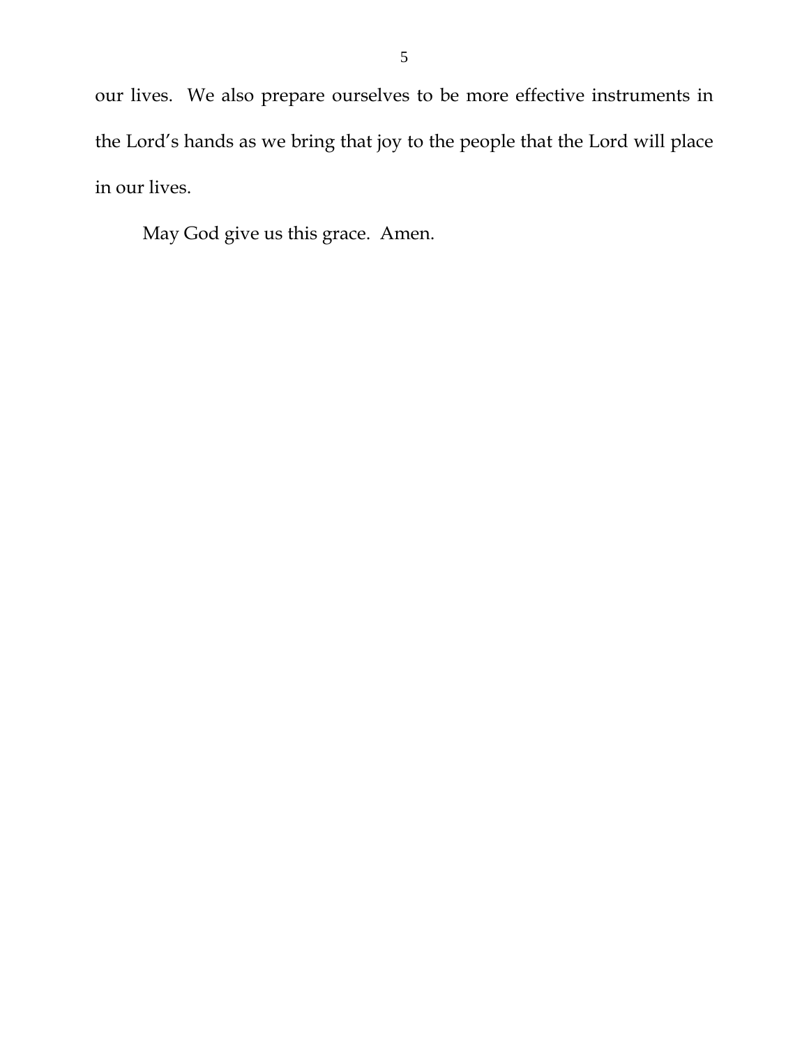our lives. We also prepare ourselves to be more effective instruments in the Lord's hands as we bring that joy to the people that the Lord will place in our lives.

May God give us this grace. Amen.